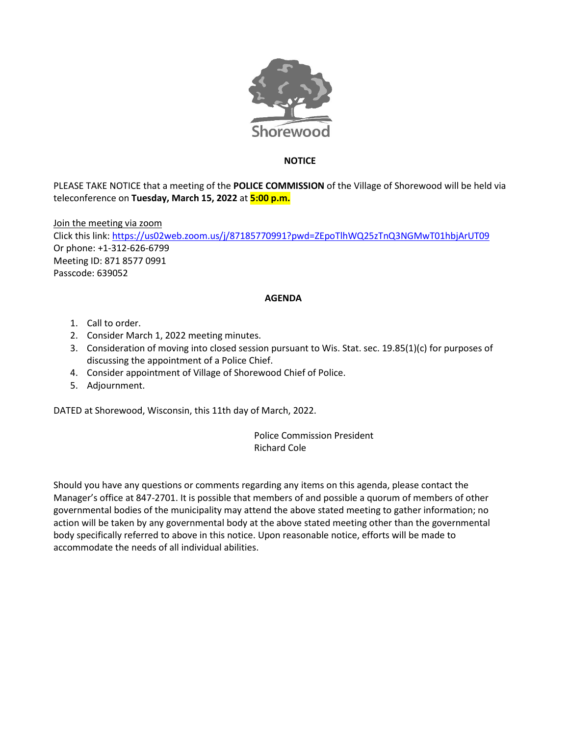Shorewood

## NOTICE

PLEASE TAKE NOTICE that a meeting of the **POLICE COMMISSION** of the Village of Shorewood will be held via teleconference on **Tuesday, March 15, 2022** at **5:00 p.m.**

Join the meeting via zoom
Click this link: https://us02web.zoom.us/j/87185770991?pwd=ZEpoTlhWQ25zTnQ3NGMwT01hbjArUT09
Or phone: +1-312-626-6799
Meeting ID: 871 8577 0991
Passcode: 639052

## AGENDA

1. Call to order.
2. Consider March 1, 2022 meeting minutes.
3. Consideration of moving into closed session pursuant to Wis. Stat. sec. 19.85(1)(c) for purposes of discussing the appointment of a Police Chief.
4. Consider appointment of Village of Shorewood Chief of Police.
5. Adjournment.

DATED at Shorewood, Wisconsin, this 11th day of March, 2022.

Police Commission President
Richard Cole

Should you have any questions or comments regarding any items on this agenda, please contact the Manager's office at 847-2701. It is possible that members of and possible a quorum of members of other governmental bodies of the municipality may attend the above stated meeting to gather information; no action will be taken by any governmental body at the above stated meeting other than the governmental body specifically referred to above in this notice. Upon reasonable notice, efforts will be made to accommodate the needs of all individual abilities.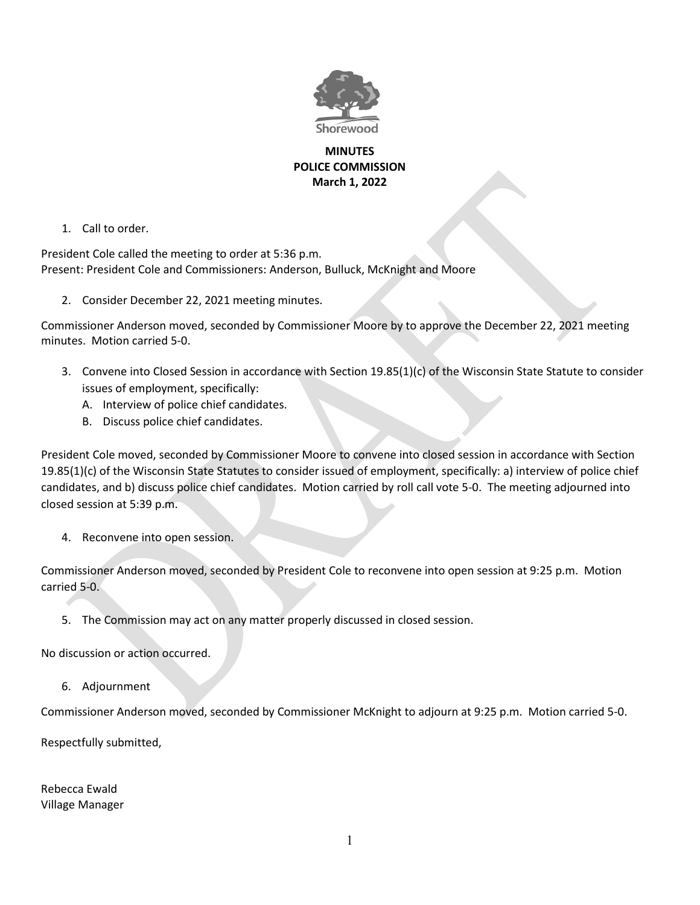Shorewood

**MINUTES**
**POLICE COMMISSION**
**March 1, 2022**

1. Call to order.

President Cole called the meeting to order at 5:36 p.m.
Present: President Cole and Commissioners: Anderson, Bulluck, McKnight and Moore

2. Consider December 22, 2021 meeting minutes.

Commissioner Anderson moved, seconded by Commissioner Moore by to approve the December 22, 2021 meeting minutes. Motion carried 5-0.

3. Convene into Closed Session in accordance with Section 19.85(1)(c) of the Wisconsin State Statute to consider issues of employment, specifically:
   A. Interview of police chief candidates.
   B. Discuss police chief candidates.

President Cole moved, seconded by Commissioner Moore to convene into closed session in accordance with Section 19.85(1)(c) of the Wisconsin State Statutes to consider issued of employment, specifically: a) interview of police chief candidates, and b) discuss police chief candidates. Motion carried by roll call vote 5-0. The meeting adjourned into closed session at 5:39 p.m.

4. Reconvene into open session.

Commissioner Anderson moved, seconded by President Cole to reconvene into open session at 9:25 p.m. Motion carried 5-0.

5. The Commission may act on any matter properly discussed in closed session.

No discussion or action occurred.

6. Adjournment

Commissioner Anderson moved, seconded by Commissioner McKnight to adjourn at 9:25 p.m. Motion carried 5-0.

Respectfully submitted,

Rebecca Ewald
Village Manager